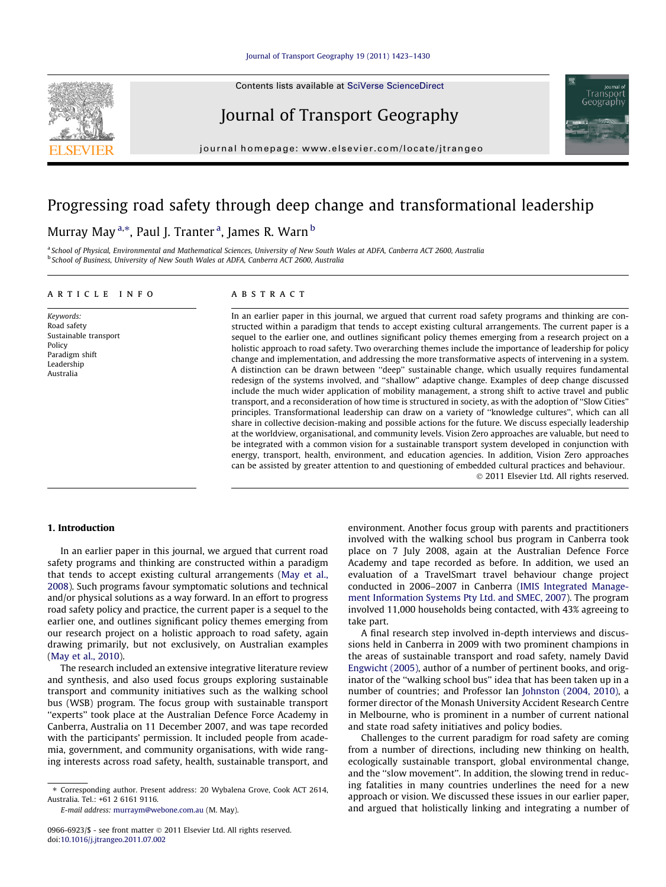Contents lists available at SciVerse ScienceDirect

# Journal of Transport Geography

journal homepage: www.elsevier.com/locate/jtrangeo

# Progressing road safety through deep change and transformational leadership

Murray May [a,*], Paul J. Tranter [a], James R. Warn [b]

[a] School of Physical, Environmental and Mathematical Sciences, University of New South Wales at ADFA, Canberra ACT 2600, Australia
[b] School of Business, University of New South Wales at ADFA, Canberra ACT 2600, Australia

## ARTICLE INFO

*Keywords:*
Road safety
Sustainable transport
Policy
Paradigm shift
Leadership
Australia

## ABSTRACT

In an earlier paper in this journal, we argued that current road safety programs and thinking are constructed within a paradigm that tends to accept existing cultural arrangements. The current paper is a sequel to the earlier one, and outlines significant policy themes emerging from a research project on a holistic approach to road safety. Two overarching themes include the importance of leadership for policy change and implementation, and addressing the more transformative aspects of intervening in a system. A distinction can be drawn between "deep" sustainable change, which usually requires fundamental redesign of the systems involved, and "shallow" adaptive change. Examples of deep change discussed include the much wider application of mobility management, a strong shift to active travel and public transport, and a reconsideration of how time is structured in society, as with the adoption of "Slow Cities" principles. Transformational leadership can draw on a variety of "knowledge cultures", which can all share in collective decision-making and possible actions for the future. We discuss especially leadership at the worldview, organisational, and community levels. Vision Zero approaches are valuable, but need to be integrated with a common vision for a sustainable transport system developed in conjunction with energy, transport, health, environment, and education agencies. In addition, Vision Zero approaches can be assisted by greater attention to and questioning of embedded cultural practices and behaviour.

© 2011 Elsevier Ltd. All rights reserved.

## 1. Introduction

In an earlier paper in this journal, we argued that current road safety programs and thinking are constructed within a paradigm that tends to accept existing cultural arrangements (May et al., 2008). Such programs favour symptomatic solutions and technical and/or physical solutions as a way forward. In an effort to progress road safety policy and practice, the current paper is a sequel to the earlier one, and outlines significant policy themes emerging from our research project on a holistic approach to road safety, again drawing primarily, but not exclusively, on Australian examples (May et al., 2010).

The research included an extensive integrative literature review and synthesis, and also used focus groups exploring sustainable transport and community initiatives such as the walking school bus (WSB) program. The focus group with sustainable transport "experts" took place at the Australian Defence Force Academy in Canberra, Australia on 11 December 2007, and was tape recorded with the participants' permission. It included people from academia, government, and community organisations, with wide ranging interests across road safety, health, sustainable transport, and environment. Another focus group with parents and practitioners involved with the walking school bus program in Canberra took place on 7 July 2008, again at the Australian Defence Force Academy and tape recorded as before. In addition, we used an evaluation of a TravelSmart travel behaviour change project conducted in 2006–2007 in Canberra (IMIS Integrated Management Information Systems Pty Ltd. and SMEC, 2007). The program involved 11,000 households being contacted, with 43% agreeing to take part.

A final research step involved in-depth interviews and discussions held in Canberra in 2009 with two prominent champions in the areas of sustainable transport and road safety, namely David Engwicht (2005), author of a number of pertinent books, and originator of the "walking school bus" idea that has been taken up in a number of countries; and Professor Ian Johnston (2004, 2010), a former director of the Monash University Accident Research Centre in Melbourne, who is prominent in a number of current national and state road safety initiatives and policy bodies.

Challenges to the current paradigm for road safety are coming from a number of directions, including new thinking on health, ecologically sustainable transport, global environmental change, and the "slow movement". In addition, the slowing trend in reducing fatalities in many countries underlines the need for a new approach or vision. We discussed these issues in our earlier paper, and argued that holistically linking and integrating a number of

* Corresponding author. Present address: 20 Wybalena Grove, Cook ACT 2614, Australia. Tel.: +61 2 6161 9116.
E-mail address: murraym@webone.com.au (M. May).

0966-6923/$ - see front matter © 2011 Elsevier Ltd. All rights reserved.
doi:10.1016/j.jtrangeo.2011.07.002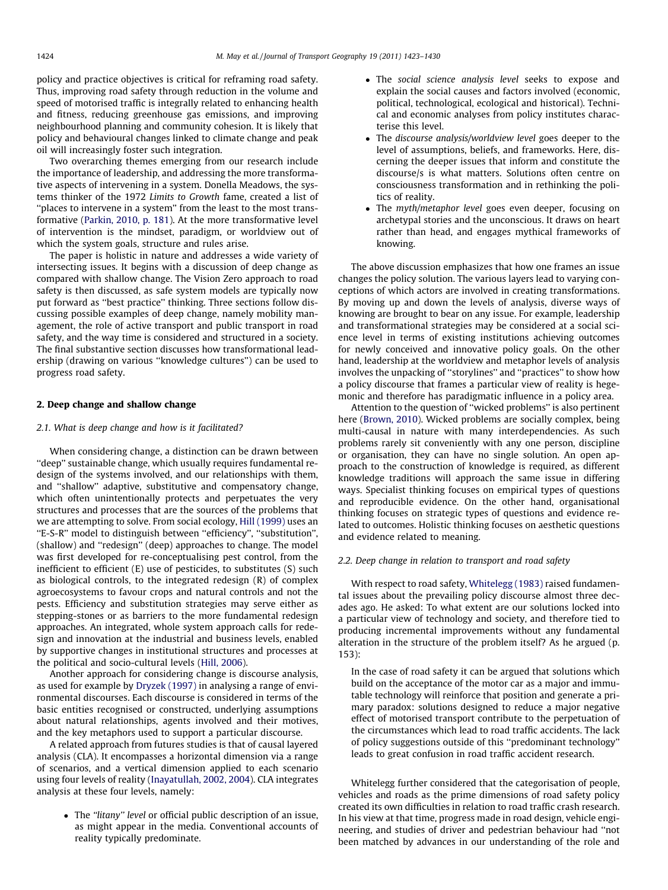policy and practice objectives is critical for reframing road safety. Thus, improving road safety through reduction in the volume and speed of motorised traffic is integrally related to enhancing health and fitness, reducing greenhouse gas emissions, and improving neighbourhood planning and community cohesion. It is likely that policy and behavioural changes linked to climate change and peak oil will increasingly foster such integration.

Two overarching themes emerging from our research include the importance of leadership, and addressing the more transformative aspects of intervening in a system. Donella Meadows, the systems thinker of the 1972 *Limits to Growth* fame, created a list of ''places to intervene in a system'' from the least to the most transformative (Parkin, 2010, p. 181). At the more transformative level of intervention is the mindset, paradigm, or worldview out of which the system goals, structure and rules arise.

The paper is holistic in nature and addresses a wide variety of intersecting issues. It begins with a discussion of deep change as compared with shallow change. The Vision Zero approach to road safety is then discussed, as safe system models are typically now put forward as ''best practice'' thinking. Three sections follow discussing possible examples of deep change, namely mobility management, the role of active transport and public transport in road safety, and the way time is considered and structured in a society. The final substantive section discusses how transformational leadership (drawing on various ''knowledge cultures'') can be used to progress road safety.

## 2. Deep change and shallow change

### 2.1. What is deep change and how is it facilitated?

When considering change, a distinction can be drawn between ''deep'' sustainable change, which usually requires fundamental redesign of the systems involved, and our relationships with them, and ''shallow'' adaptive, substitutive and compensatory change, which often unintentionally protects and perpetuates the very structures and processes that are the sources of the problems that we are attempting to solve. From social ecology, Hill (1999) uses an ''E-S-R'' model to distinguish between ''efficiency'', ''substitution'', (shallow) and ''redesign'' (deep) approaches to change. The model was first developed for re-conceptualising pest control, from the inefficient to efficient (E) use of pesticides, to substitutes (S) such as biological controls, to the integrated redesign (R) of complex agroecosystems to favour crops and natural controls and not the pests. Efficiency and substitution strategies may serve either as stepping-stones or as barriers to the more fundamental redesign approaches. An integrated, whole system approach calls for redesign and innovation at the industrial and business levels, enabled by supportive changes in institutional structures and processes at the political and socio-cultural levels (Hill, 2006).

Another approach for considering change is discourse analysis, as used for example by Dryzek (1997) in analysing a range of environmental discourses. Each discourse is considered in terms of the basic entities recognised or constructed, underlying assumptions about natural relationships, agents involved and their motives, and the key metaphors used to support a particular discourse.

A related approach from futures studies is that of causal layered analysis (CLA). It encompasses a horizontal dimension via a range of scenarios, and a vertical dimension applied to each scenario using four levels of reality (Inayatullah, 2002, 2004). CLA integrates analysis at these four levels, namely:

- The *''litany'' level* or official public description of an issue, as might appear in the media. Conventional accounts of reality typically predominate.
- The *social science analysis level* seeks to expose and explain the social causes and factors involved (economic, political, technological, ecological and historical). Technical and economic analyses from policy institutes characterise this level.
- The *discourse analysis/worldview level* goes deeper to the level of assumptions, beliefs, and frameworks. Here, discerning the deeper issues that inform and constitute the discourse/s is what matters. Solutions often centre on consciousness transformation and in rethinking the politics of reality.
- The *myth/metaphor level* goes even deeper, focusing on archetypal stories and the unconscious. It draws on heart rather than head, and engages mythical frameworks of knowing.

The above discussion emphasizes that how one frames an issue changes the policy solution. The various layers lead to varying conceptions of which actors are involved in creating transformations. By moving up and down the levels of analysis, diverse ways of knowing are brought to bear on any issue. For example, leadership and transformational strategies may be considered at a social science level in terms of existing institutions achieving outcomes for newly conceived and innovative policy goals. On the other hand, leadership at the worldview and metaphor levels of analysis involves the unpacking of ''storylines'' and ''practices'' to show how a policy discourse that frames a particular view of reality is hegemonic and therefore has paradigmatic influence in a policy area.

Attention to the question of ''wicked problems'' is also pertinent here (Brown, 2010). Wicked problems are socially complex, being multi-causal in nature with many interdependencies. As such problems rarely sit conveniently with any one person, discipline or organisation, they can have no single solution. An open approach to the construction of knowledge is required, as different knowledge traditions will approach the same issue in differing ways. Specialist thinking focuses on empirical types of questions and reproducible evidence. On the other hand, organisational thinking focuses on strategic types of questions and evidence related to outcomes. Holistic thinking focuses on aesthetic questions and evidence related to meaning.

### 2.2. Deep change in relation to transport and road safety

With respect to road safety, Whitelegg (1983) raised fundamental issues about the prevailing policy discourse almost three decades ago. He asked: To what extent are our solutions locked into a particular view of technology and society, and therefore tied to producing incremental improvements without any fundamental alteration in the structure of the problem itself? As he argued (p. 153):

> In the case of road safety it can be argued that solutions which build on the acceptance of the motor car as a major and immutable technology will reinforce that position and generate a primary paradox: solutions designed to reduce a major negative effect of motorised transport contribute to the perpetuation of the circumstances which lead to road traffic accidents. The lack of policy suggestions outside of this ''predominant technology'' leads to great confusion in road traffic accident research.

Whitelegg further considered that the categorisation of people, vehicles and roads as the prime dimensions of road safety policy created its own difficulties in relation to road traffic crash research. In his view at that time, progress made in road design, vehicle engineering, and studies of driver and pedestrian behaviour had ''not been matched by advances in our understanding of the role and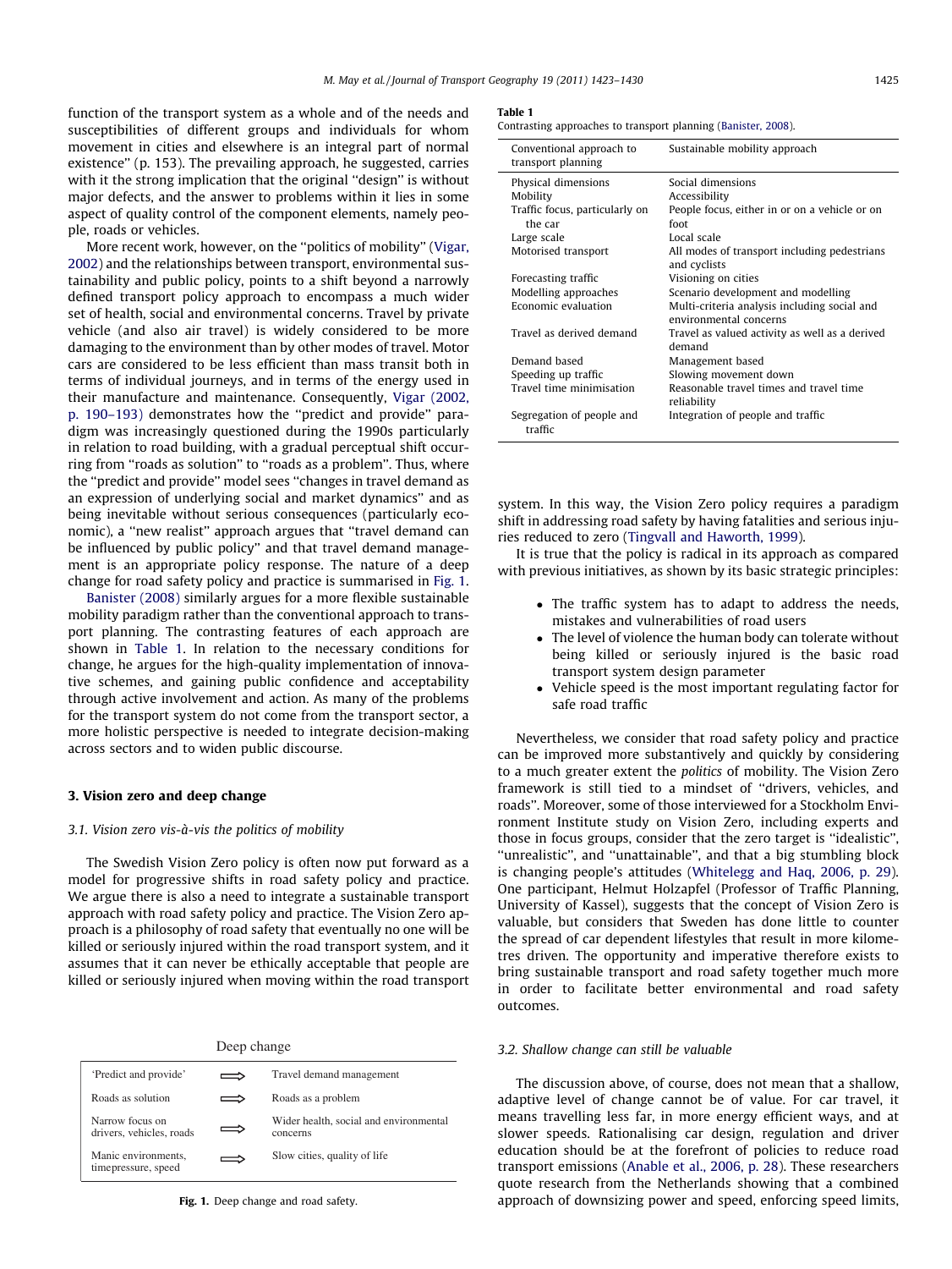function of the transport system as a whole and of the needs and susceptibilities of different groups and individuals for whom movement in cities and elsewhere is an integral part of normal existence" (p. 153). The prevailing approach, he suggested, carries with it the strong implication that the original "design" is without major defects, and the answer to problems within it lies in some aspect of quality control of the component elements, namely people, roads or vehicles.

More recent work, however, on the "politics of mobility" (Vigar, 2002) and the relationships between transport, environmental sustainability and public policy, points to a shift beyond a narrowly defined transport policy approach to encompass a much wider set of health, social and environmental concerns. Travel by private vehicle (and also air travel) is widely considered to be more damaging to the environment than by other modes of travel. Motor cars are considered to be less efficient than mass transit both in terms of individual journeys, and in terms of the energy used in their manufacture and maintenance. Consequently, Vigar (2002, p. 190–193) demonstrates how the "predict and provide" paradigm was increasingly questioned during the 1990s particularly in relation to road building, with a gradual perceptual shift occurring from "roads as solution" to "roads as a problem". Thus, where the "predict and provide" model sees "changes in travel demand as an expression of underlying social and market dynamics" and as being inevitable without serious consequences (particularly economic), a "new realist" approach argues that "travel demand can be influenced by public policy" and that travel demand management is an appropriate policy response. The nature of a deep change for road safety policy and practice is summarised in Fig. 1.

Banister (2008) similarly argues for a more flexible sustainable mobility paradigm rather than the conventional approach to transport planning. The contrasting features of each approach are shown in Table 1. In relation to the necessary conditions for change, he argues for the high-quality implementation of innovative schemes, and gaining public confidence and acceptability through active involvement and action. As many of the problems for the transport system do not come from the transport sector, a more holistic perspective is needed to integrate decision-making across sectors and to widen public discourse.

**Table 1**
Contrasting approaches to transport planning (Banister, 2008).

| Conventional approach to transport planning | Sustainable mobility approach |
|---|---|
| Physical dimensions | Social dimensions |
| Mobility | Accessibility |
| Traffic focus, particularly on the car | People focus, either in or on a vehicle or on foot |
| Large scale | Local scale |
| Motorised transport | All modes of transport including pedestrians and cyclists |
| Forecasting traffic | Visioning on cities |
| Modelling approaches | Scenario development and modelling |
| Economic evaluation | Multi-criteria analysis including social and environmental concerns |
| Travel as derived demand | Travel as valued activity as well as a derived demand |
| Demand based | Management based |
| Speeding up traffic | Slowing movement down |
| Travel time minimisation | Reasonable travel times and travel time reliability |
| Segregation of people and traffic | Integration of people and traffic |

## 3. Vision zero and deep change

### 3.1. Vision zero vis-à-vis the politics of mobility

The Swedish Vision Zero policy is often now put forward as a model for progressive shifts in road safety policy and practice. We argue there is also a need to integrate a sustainable transport approach with road safety policy and practice. The Vision Zero approach is a philosophy of road safety that eventually no one will be killed or seriously injured within the road transport system, and it assumes that it can never be ethically acceptable that people are killed or seriously injured when moving within the road transport system. In this way, the Vision Zero policy requires a paradigm shift in addressing road safety by having fatalities and serious injuries reduced to zero (Tingvall and Haworth, 1999).

It is true that the policy is radical in its approach as compared with previous initiatives, as shown by its basic strategic principles:

- The traffic system has to adapt to address the needs, mistakes and vulnerabilities of road users
- The level of violence the human body can tolerate without being killed or seriously injured is the basic road transport system design parameter
- Vehicle speed is the most important regulating factor for safe road traffic

Nevertheless, we consider that road safety policy and practice can be improved more substantively and quickly by considering to a much greater extent the *politics* of mobility. The Vision Zero framework is still tied to a mindset of "drivers, vehicles, and roads". Moreover, some of those interviewed for a Stockholm Environment Institute study on Vision Zero, including experts and those in focus groups, consider that the zero target is "idealistic", "unrealistic", and "unattainable", and that a big stumbling block is changing people's attitudes (Whitelegg and Haq, 2006, p. 29). One participant, Helmut Holzapfel (Professor of Traffic Planning, University of Kassel), suggests that the concept of Vision Zero is valuable, but considers that Sweden has done little to counter the spread of car dependent lifestyles that result in more kilometres driven. The opportunity and imperative therefore exists to bring sustainable transport and road safety together much more in order to facilitate better environmental and road safety outcomes.

Deep change

| | | |
|---|---|---|
| 'Predict and provide' | ⟹ | Travel demand management |
| Roads as solution | ⟹ | Roads as a problem |
| Narrow focus on drivers, vehicles, roads | ⟹ | Wider health, social and environmental concerns |
| Manic environments, timepressure, speed | ⟹ | Slow cities, quality of life |

**Fig. 1.** Deep change and road safety.

### 3.2. Shallow change can still be valuable

The discussion above, of course, does not mean that a shallow, adaptive level of change cannot be of value. For car travel, it means travelling less far, in more energy efficient ways, and at slower speeds. Rationalising car design, regulation and driver education should be at the forefront of policies to reduce road transport emissions (Anable et al., 2006, p. 28). These researchers quote research from the Netherlands showing that a combined approach of downsizing power and speed, enforcing speed limits,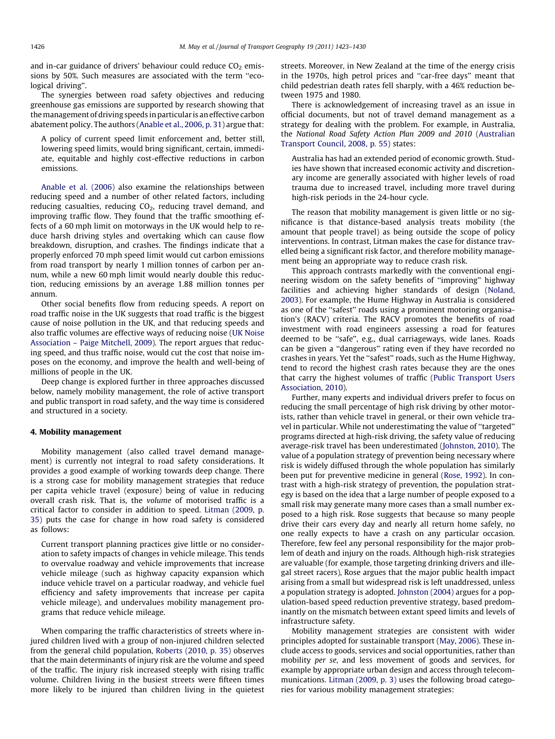and in-car guidance of drivers' behaviour could reduce $CO_2$ emissions by 50%. Such measures are associated with the term ''ecological driving''.

The synergies between road safety objectives and reducing greenhouse gas emissions are supported by research showing that the management of driving speeds in particular is an effective carbon abatement policy. The authors (Anable et al., 2006, p. 31) argue that:

> A policy of current speed limit enforcement and, better still, lowering speed limits, would bring significant, certain, immediate, equitable and highly cost-effective reductions in carbon emissions.

Anable et al. (2006) also examine the relationships between reducing speed and a number of other related factors, including reducing casualties, reducing $CO_2$, reducing travel demand, and improving traffic flow. They found that the traffic smoothing effects of a 60 mph limit on motorways in the UK would help to reduce harsh driving styles and overtaking which can cause flow breakdown, disruption, and crashes. The findings indicate that a properly enforced 70 mph speed limit would cut carbon emissions from road transport by nearly 1 million tonnes of carbon per annum, while a new 60 mph limit would nearly double this reduction, reducing emissions by an average 1.88 million tonnes per annum.

Other social benefits flow from reducing speeds. A report on road traffic noise in the UK suggests that road traffic is the biggest cause of noise pollution in the UK, and that reducing speeds and also traffic volumes are effective ways of reducing noise (UK Noise Association – Paige Mitchell, 2009). The report argues that reducing speed, and thus traffic noise, would cut the cost that noise imposes on the economy, and improve the health and well-being of millions of people in the UK.

Deep change is explored further in three approaches discussed below, namely mobility management, the role of active transport and public transport in road safety, and the way time is considered and structured in a society.

## 4. Mobility management

Mobility management (also called travel demand management) is currently not integral to road safety considerations. It provides a good example of working towards deep change. There is a strong case for mobility management strategies that reduce per capita vehicle travel (exposure) being of value in reducing overall crash risk. That is, the *volume* of motorised traffic is a critical factor to consider in addition to speed. Litman (2009, p. 35) puts the case for change in how road safety is considered as follows:

> Current transport planning practices give little or no consideration to safety impacts of changes in vehicle mileage. This tends to overvalue roadway and vehicle improvements that increase vehicle mileage (such as highway capacity expansion which induce vehicle travel on a particular roadway, and vehicle fuel efficiency and safety improvements that increase per capita vehicle mileage), and undervalues mobility management programs that reduce vehicle mileage.

When comparing the traffic characteristics of streets where injured children lived with a group of non-injured children selected from the general child population, Roberts (2010, p. 35) observes that the main determinants of injury risk are the volume and speed of the traffic. The injury risk increased steeply with rising traffic volume. Children living in the busiest streets were fifteen times more likely to be injured than children living in the quietest streets. Moreover, in New Zealand at the time of the energy crisis in the 1970s, high petrol prices and ''car-free days'' meant that child pedestrian death rates fell sharply, with a 46% reduction between 1975 and 1980.

There is acknowledgement of increasing travel as an issue in official documents, but not of travel demand management as a strategy for dealing with the problem. For example, in Australia, the *National Road Safety Action Plan 2009 and 2010* (Australian Transport Council, 2008, p. 55) states:

> Australia has had an extended period of economic growth. Studies have shown that increased economic activity and discretionary income are generally associated with higher levels of road trauma due to increased travel, including more travel during high-risk periods in the 24-hour cycle.

The reason that mobility management is given little or no significance is that distance-based analysis treats mobility (the amount that people travel) as being outside the scope of policy interventions. In contrast, Litman makes the case for distance travelled being a significant risk factor, and therefore mobility management being an appropriate way to reduce crash risk.

This approach contrasts markedly with the conventional engineering wisdom on the safety benefits of ''improving'' highway facilities and achieving higher standards of design (Noland, 2003). For example, the Hume Highway in Australia is considered as one of the ''safest'' roads using a prominent motoring organisation's (RACV) criteria. The RACV promotes the benefits of road investment with road engineers assessing a road for features deemed to be ''safe'', e.g., dual carriageways, wide lanes. Roads can be given a ''dangerous'' rating even if they have recorded no crashes in years. Yet the ''safest'' roads, such as the Hume Highway, tend to record the highest crash rates because they are the ones that carry the highest volumes of traffic (Public Transport Users Association, 2010).

Further, many experts and individual drivers prefer to focus on reducing the small percentage of high risk driving by other motorists, rather than vehicle travel in general, or their own vehicle travel in particular. While not underestimating the value of ''targeted'' programs directed at high-risk driving, the safety value of reducing average-risk travel has been underestimated (Johnston, 2010). The value of a population strategy of prevention being necessary where risk is widely diffused through the whole population has similarly been put for preventive medicine in general (Rose, 1992). In contrast with a high-risk strategy of prevention, the population strategy is based on the idea that a large number of people exposed to a small risk may generate many more cases than a small number exposed to a high risk. Rose suggests that because so many people drive their cars every day and nearly all return home safely, no one really expects to have a crash on any particular occasion. Therefore, few feel any personal responsibility for the major problem of death and injury on the roads. Although high-risk strategies are valuable (for example, those targeting drinking drivers and illegal street racers), Rose argues that the major public health impact arising from a small but widespread risk is left unaddressed, unless a population strategy is adopted. Johnston (2004) argues for a population-based speed reduction preventive strategy, based predominantly on the mismatch between extant speed limits and levels of infrastructure safety.

Mobility management strategies are consistent with wider principles adopted for sustainable transport (May, 2006). These include access to goods, services and social opportunities, rather than mobility *per se*, and less movement of goods and services, for example by appropriate urban design and access through telecommunications. Litman (2009, p. 3) uses the following broad categories for various mobility management strategies: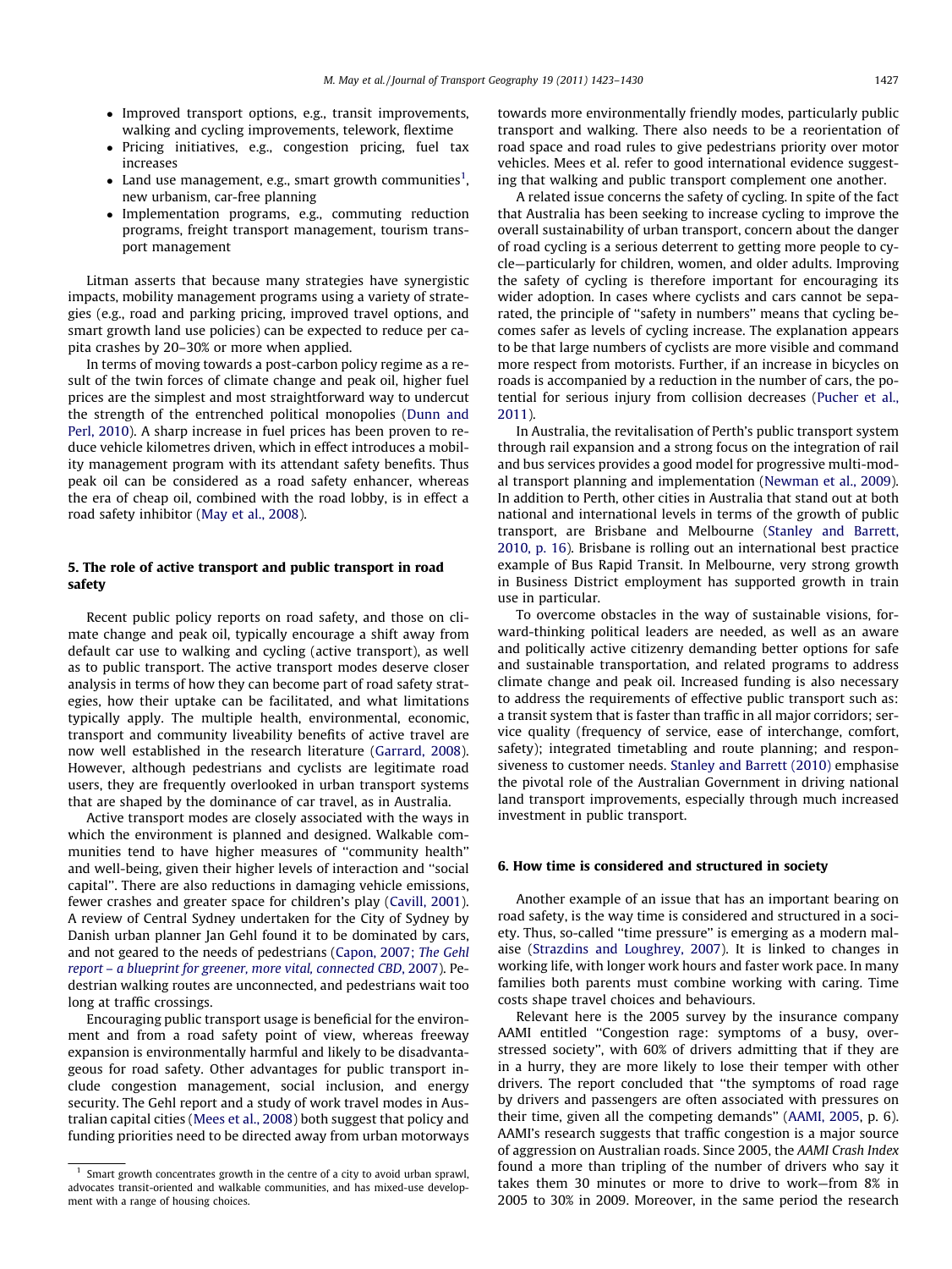- Improved transport options, e.g., transit improvements, walking and cycling improvements, telework, flextime
- Pricing initiatives, e.g., congestion pricing, fuel tax increases
- Land use management, e.g., smart growth communities[1], new urbanism, car-free planning
- Implementation programs, e.g., commuting reduction programs, freight transport management, tourism transport management

Litman asserts that because many strategies have synergistic impacts, mobility management programs using a variety of strategies (e.g., road and parking pricing, improved travel options, and smart growth land use policies) can be expected to reduce per capita crashes by 20–30% or more when applied.

In terms of moving towards a post-carbon policy regime as a result of the twin forces of climate change and peak oil, higher fuel prices are the simplest and most straightforward way to undercut the strength of the entrenched political monopolies (Dunn and Perl, 2010). A sharp increase in fuel prices has been proven to reduce vehicle kilometres driven, which in effect introduces a mobility management program with its attendant safety benefits. Thus peak oil can be considered as a road safety enhancer, whereas the era of cheap oil, combined with the road lobby, is in effect a road safety inhibitor (May et al., 2008).

## 5. The role of active transport and public transport in road safety

Recent public policy reports on road safety, and those on climate change and peak oil, typically encourage a shift away from default car use to walking and cycling (active transport), as well as to public transport. The active transport modes deserve closer analysis in terms of how they can become part of road safety strategies, how their uptake can be facilitated, and what limitations typically apply. The multiple health, environmental, economic, transport and community liveability benefits of active travel are now well established in the research literature (Garrard, 2008). However, although pedestrians and cyclists are legitimate road users, they are frequently overlooked in urban transport systems that are shaped by the dominance of car travel, as in Australia.

Active transport modes are closely associated with the ways in which the environment is planned and designed. Walkable communities tend to have higher measures of "community health" and well-being, given their higher levels of interaction and "social capital". There are also reductions in damaging vehicle emissions, fewer crashes and greater space for children's play (Cavill, 2001). A review of Central Sydney undertaken for the City of Sydney by Danish urban planner Jan Gehl found it to be dominated by cars, and not geared to the needs of pedestrians (Capon, 2007; *The Gehl report – a blueprint for greener, more vital, connected CBD*, 2007). Pedestrian walking routes are unconnected, and pedestrians wait too long at traffic crossings.

Encouraging public transport usage is beneficial for the environment and from a road safety point of view, whereas freeway expansion is environmentally harmful and likely to be disadvantageous for road safety. Other advantages for public transport include congestion management, social inclusion, and energy security. The Gehl report and a study of work travel modes in Australian capital cities (Mees et al., 2008) both suggest that policy and funding priorities need to be directed away from urban motorways towards more environmentally friendly modes, particularly public transport and walking. There also needs to be a reorientation of road space and road rules to give pedestrians priority over motor vehicles. Mees et al. refer to good international evidence suggesting that walking and public transport complement one another.

A related issue concerns the safety of cycling. In spite of the fact that Australia has been seeking to increase cycling to improve the overall sustainability of urban transport, concern about the danger of road cycling is a serious deterrent to getting more people to cycle—particularly for children, women, and older adults. Improving the safety of cycling is therefore important for encouraging its wider adoption. In cases where cyclists and cars cannot be separated, the principle of "safety in numbers" means that cycling becomes safer as levels of cycling increase. The explanation appears to be that large numbers of cyclists are more visible and command more respect from motorists. Further, if an increase in bicycles on roads is accompanied by a reduction in the number of cars, the potential for serious injury from collision decreases (Pucher et al., 2011).

In Australia, the revitalisation of Perth's public transport system through rail expansion and a strong focus on the integration of rail and bus services provides a good model for progressive multi-modal transport planning and implementation (Newman et al., 2009). In addition to Perth, other cities in Australia that stand out at both national and international levels in terms of the growth of public transport, are Brisbane and Melbourne (Stanley and Barrett, 2010, p. 16). Brisbane is rolling out an international best practice example of Bus Rapid Transit. In Melbourne, very strong growth in Business District employment has supported growth in train use in particular.

To overcome obstacles in the way of sustainable visions, forward-thinking political leaders are needed, as well as an aware and politically active citizenry demanding better options for safe and sustainable transportation, and related programs to address climate change and peak oil. Increased funding is also necessary to address the requirements of effective public transport such as: a transit system that is faster than traffic in all major corridors; service quality (frequency of service, ease of interchange, comfort, safety); integrated timetabling and route planning; and responsiveness to customer needs. Stanley and Barrett (2010) emphasise the pivotal role of the Australian Government in driving national land transport improvements, especially through much increased investment in public transport.

## 6. How time is considered and structured in society

Another example of an issue that has an important bearing on road safety, is the way time is considered and structured in a society. Thus, so-called "time pressure" is emerging as a modern malaise (Strazdins and Loughrey, 2007). It is linked to changes in working life, with longer work hours and faster work pace. In many families both parents must combine working with caring. Time costs shape travel choices and behaviours.

Relevant here is the 2005 survey by the insurance company AAMI entitled "Congestion rage: symptoms of a busy, overstressed society", with 60% of drivers admitting that if they are in a hurry, they are more likely to lose their temper with other drivers. The report concluded that "the symptoms of road rage by drivers and passengers are often associated with pressures on their time, given all the competing demands" (AAMI, 2005, p. 6). AAMI's research suggests that traffic congestion is a major source of aggression on Australian roads. Since 2005, the *AAMI Crash Index* found a more than tripling of the number of drivers who say it takes them 30 minutes or more to drive to work—from 8% in 2005 to 30% in 2009. Moreover, in the same period the research

[1] Smart growth concentrates growth in the centre of a city to avoid urban sprawl, advocates transit-oriented and walkable communities, and has mixed-use development with a range of housing choices.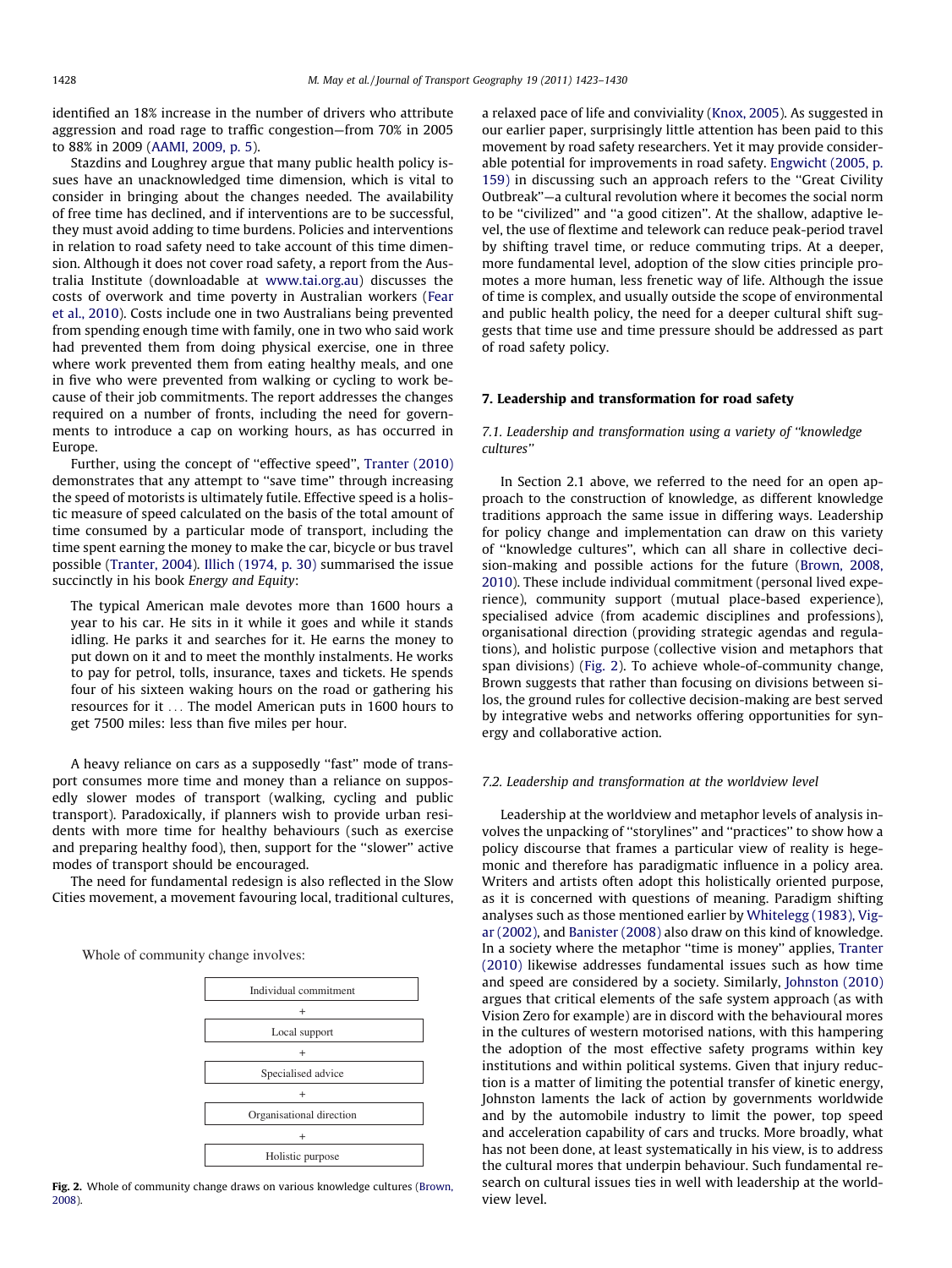identified an 18% increase in the number of drivers who attribute aggression and road rage to traffic congestion—from 70% in 2005 to 88% in 2009 (AAMI, 2009, p. 5).

Stazdins and Loughrey argue that many public health policy issues have an unacknowledged time dimension, which is vital to consider in bringing about the changes needed. The availability of free time has declined, and if interventions are to be successful, they must avoid adding to time burdens. Policies and interventions in relation to road safety need to take account of this time dimension. Although it does not cover road safety, a report from the Australia Institute (downloadable at www.tai.org.au) discusses the costs of overwork and time poverty in Australian workers (Fear et al., 2010). Costs include one in two Australians being prevented from spending enough time with family, one in two who said work had prevented them from doing physical exercise, one in three where work prevented them from eating healthy meals, and one in five who were prevented from walking or cycling to work because of their job commitments. The report addresses the changes required on a number of fronts, including the need for governments to introduce a cap on working hours, as has occurred in Europe.

Further, using the concept of "effective speed", Tranter (2010) demonstrates that any attempt to "save time" through increasing the speed of motorists is ultimately futile. Effective speed is a holistic measure of speed calculated on the basis of the total amount of time consumed by a particular mode of transport, including the time spent earning the money to make the car, bicycle or bus travel possible (Tranter, 2004). Illich (1974, p. 30) summarised the issue succinctly in his book *Energy and Equity*:

> The typical American male devotes more than 1600 hours a year to his car. He sits in it while it goes and while it stands idling. He parks it and searches for it. He earns the money to put down on it and to meet the monthly instalments. He works to pay for petrol, tolls, insurance, taxes and tickets. He spends four of his sixteen waking hours on the road or gathering his resources for it ... The model American puts in 1600 hours to get 7500 miles: less than five miles per hour.

A heavy reliance on cars as a supposedly "fast" mode of transport consumes more time and money than a reliance on supposedly slower modes of transport (walking, cycling and public transport). Paradoxically, if planners wish to provide urban residents with more time for healthy behaviours (such as exercise and preparing healthy food), then, support for the "slower" active modes of transport should be encouraged.

The need for fundamental redesign is also reflected in the Slow Cities movement, a movement favouring local, traditional cultures, a relaxed pace of life and conviviality (Knox, 2005). As suggested in our earlier paper, surprisingly little attention has been paid to this movement by road safety researchers. Yet it may provide considerable potential for improvements in road safety. Engwicht (2005, p. 159) in discussing such an approach refers to the "Great Civility Outbreak"—a cultural revolution where it becomes the social norm to be "civilized" and "a good citizen". At the shallow, adaptive level, the use of flextime and telework can reduce peak-period travel by shifting travel time, or reduce commuting trips. At a deeper, more fundamental level, adoption of the slow cities principle promotes a more human, less frenetic way of life. Although the issue of time is complex, and usually outside the scope of environmental and public health policy, the need for a deeper cultural shift suggests that time use and time pressure should be addressed as part of road safety policy.

Whole of community change involves:

Individual commitment

+

Local support

+

Specialised advice

+

Organisational direction

+

Holistic purpose

**Fig. 2.** Whole of community change draws on various knowledge cultures (Brown, 2008).

## 7. Leadership and transformation for road safety

### 7.1. Leadership and transformation using a variety of "knowledge cultures"

In Section 2.1 above, we referred to the need for an open approach to the construction of knowledge, as different knowledge traditions approach the same issue in differing ways. Leadership for policy change and implementation can draw on this variety of "knowledge cultures", which can all share in collective decision-making and possible actions for the future (Brown, 2008, 2010). These include individual commitment (personal lived experience), community support (mutual place-based experience), specialised advice (from academic disciplines and professions), organisational direction (providing strategic agendas and regulations), and holistic purpose (collective vision and metaphors that span divisions) (Fig. 2). To achieve whole-of-community change, Brown suggests that rather than focusing on divisions between silos, the ground rules for collective decision-making are best served by integrative webs and networks offering opportunities for synergy and collaborative action.

### 7.2. Leadership and transformation at the worldview level

Leadership at the worldview and metaphor levels of analysis involves the unpacking of "storylines" and "practices" to show how a policy discourse that frames a particular view of reality is hegemonic and therefore has paradigmatic influence in a policy area. Writers and artists often adopt this holistically oriented purpose, as it is concerned with questions of meaning. Paradigm shifting analyses such as those mentioned earlier by Whitelegg (1983), Vigar (2002), and Banister (2008) also draw on this kind of knowledge. In a society where the metaphor "time is money" applies, Tranter (2010) likewise addresses fundamental issues such as how time and speed are considered by a society. Similarly, Johnston (2010) argues that critical elements of the safe system approach (as with Vision Zero for example) are in discord with the behavioural mores in the cultures of western motorised nations, with this hampering the adoption of the most effective safety programs within key institutions and within political systems. Given that injury reduction is a matter of limiting the potential transfer of kinetic energy, Johnston laments the lack of action by governments worldwide and by the automobile industry to limit the power, top speed and acceleration capability of cars and trucks. More broadly, what has not been done, at least systematically in his view, is to address the cultural mores that underpin behaviour. Such fundamental research on cultural issues ties in well with leadership at the worldview level.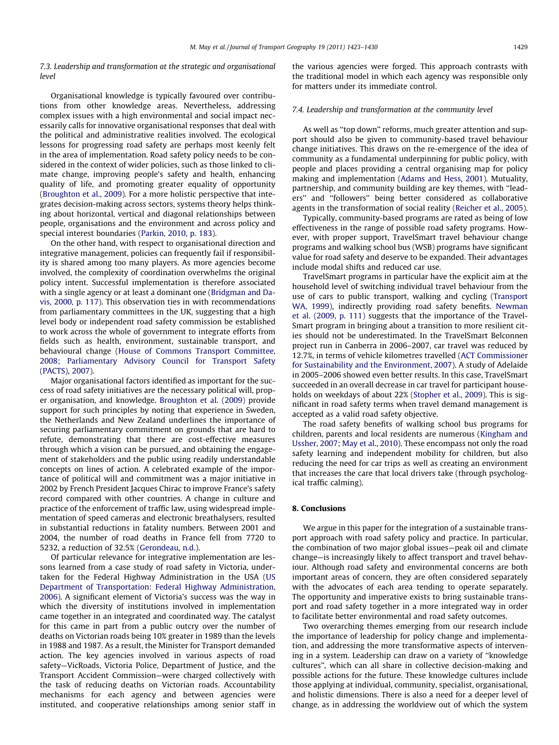### 7.3. Leadership and transformation at the strategic and organisational level

Organisational knowledge is typically favoured over contributions from other knowledge areas. Nevertheless, addressing complex issues with a high environmental and social impact necessarily calls for innovative organisational responses that deal with the political and administrative realities involved. The ecological lessons for progressing road safety are perhaps most keenly felt in the area of implementation. Road safety policy needs to be considered in the context of wider policies, such as those linked to climate change, improving people's safety and health, enhancing quality of life, and promoting greater equality of opportunity (Broughton et al., 2009). For a more holistic perspective that integrates decision-making across sectors, systems theory helps thinking about horizontal, vertical and diagonal relationships between people, organisations and the environment and across policy and special interest boundaries (Parkin, 2010, p. 183).

On the other hand, with respect to organisational direction and integrative management, policies can frequently fail if responsibility is shared among too many players. As more agencies become involved, the complexity of coordination overwhelms the original policy intent. Successful implementation is therefore associated with a single agency or at least a dominant one (Bridgman and Davis, 2000, p. 117). This observation ties in with recommendations from parliamentary committees in the UK, suggesting that a high level body or independent road safety commission be established to work across the whole of government to integrate efforts from fields such as health, environment, sustainable transport, and behavioural change (House of Commons Transport Committee, 2008; Parliamentary Advisory Council for Transport Safety (PACTS), 2007).

Major organisational factors identified as important for the success of road safety initiatives are the necessary political will, proper organisation, and knowledge. Broughton et al. (2009) provide support for such principles by noting that experience in Sweden, the Netherlands and New Zealand underlines the importance of securing parliamentary commitment on grounds that are hard to refute, demonstrating that there are cost-effective measures through which a vision can be pursued, and obtaining the engagement of stakeholders and the public using readily understandable concepts on lines of action. A celebrated example of the importance of political will and commitment was a major initiative in 2002 by French President Jacques Chirac to improve France's safety record compared with other countries. A change in culture and practice of the enforcement of traffic law, using widespread implementation of speed cameras and electronic breathalysers, resulted in substantial reductions in fatality numbers. Between 2001 and 2004, the number of road deaths in France fell from 7720 to 5232, a reduction of 32.5% (Gerondeau, n.d.).

Of particular relevance for integrative implementation are lessons learned from a case study of road safety in Victoria, undertaken for the Federal Highway Administration in the USA (US Department of Transportation: Federal Highway Administration, 2006). A significant element of Victoria's success was the way in which the diversity of institutions involved in implementation came together in an integrated and coordinated way. The catalyst for this came in part from a public outcry over the number of deaths on Victorian roads being 10% greater in 1989 than the levels in 1988 and 1987. As a result, the Minister for Transport demanded action. The key agencies involved in various aspects of road safety—VicRoads, Victoria Police, Department of Justice, and the Transport Accident Commission—were charged collectively with the task of reducing deaths on Victorian roads. Accountability mechanisms for each agency and between agencies were instituted, and cooperative relationships among senior staff in the various agencies were forged. This approach contrasts with the traditional model in which each agency was responsible only for matters under its immediate control.

### 7.4. Leadership and transformation at the community level

As well as "top down" reforms, much greater attention and support should also be given to community-based travel behaviour change initiatives. This draws on the re-emergence of the idea of community as a fundamental underpinning for public policy, with people and places providing a central organising map for policy making and implementation (Adams and Hess, 2001). Mutuality, partnership, and community building are key themes, with "leaders" and "followers" being better considered as collaborative agents in the transformation of social reality (Reicher et al., 2005).

Typically, community-based programs are rated as being of low effectiveness in the range of possible road safety programs. However, with proper support, TravelSmart travel behaviour change programs and walking school bus (WSB) programs have significant value for road safety and deserve to be expanded. Their advantages include modal shifts and reduced car use.

TravelSmart programs in particular have the explicit aim at the household level of switching individual travel behaviour from the use of cars to public transport, walking and cycling (Transport WA, 1999), indirectly providing road safety benefits. Newman et al. (2009, p. 111) suggests that the importance of the TravelSmart program in bringing about a transition to more resilient cities should not be underestimated. In the TravelSmart Belconnen project run in Canberra in 2006–2007, car travel was reduced by 12.7%, in terms of vehicle kilometres travelled (ACT Commissioner for Sustainability and the Environment, 2007). A study of Adelaide in 2005–2006 showed even better results. In this case, TravelSmart succeeded in an overall decrease in car travel for participant households on weekdays of about 22% (Stopher et al., 2009). This is significant in road safety terms when travel demand management is accepted as a valid road safety objective.

The road safety benefits of walking school bus programs for children, parents and local residents are numerous (Kingham and Ussher, 2007; May et al., 2010). These encompass not only the road safety learning and independent mobility for children, but also reducing the need for car trips as well as creating an environment that increases the care that local drivers take (through psychological traffic calming).

## 8. Conclusions

We argue in this paper for the integration of a sustainable transport approach with road safety policy and practice. In particular, the combination of two major global issues—peak oil and climate change—is increasingly likely to affect transport and travel behaviour. Although road safety and environmental concerns are both important areas of concern, they are often considered separately with the advocates of each area tending to operate separately. The opportunity and imperative exists to bring sustainable transport and road safety together in a more integrated way in order to facilitate better environmental and road safety outcomes.

Two overarching themes emerging from our research include the importance of leadership for policy change and implementation, and addressing the more transformative aspects of intervening in a system. Leadership can draw on a variety of "knowledge cultures", which can all share in collective decision-making and possible actions for the future. These knowledge cultures include those applying at individual, community, specialist, organisational, and holistic dimensions. There is also a need for a deeper level of change, as in addressing the worldview out of which the system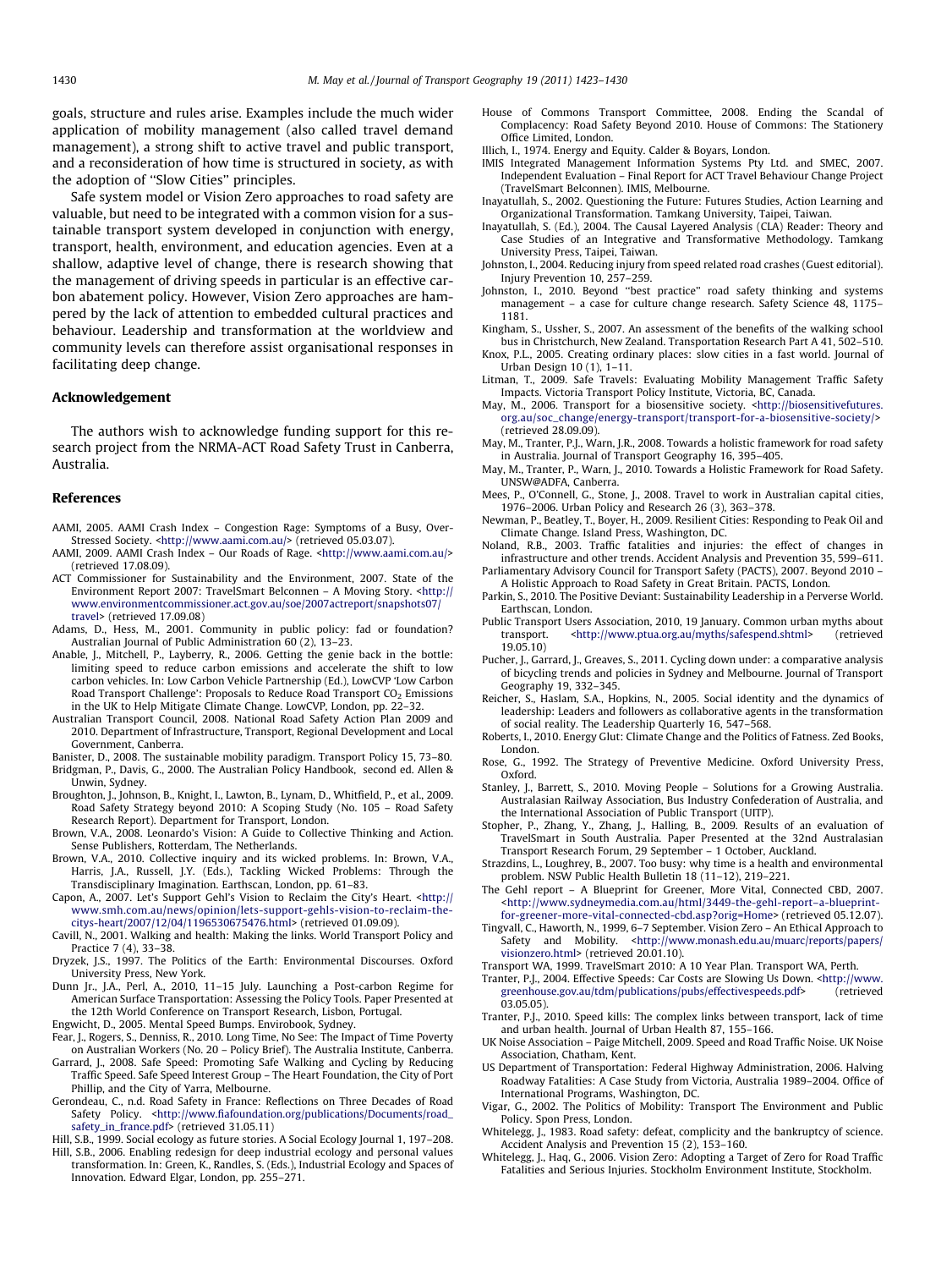goals, structure and rules arise. Examples include the much wider application of mobility management (also called travel demand management), a strong shift to active travel and public transport, and a reconsideration of how time is structured in society, as with the adoption of "Slow Cities" principles.

Safe system model or Vision Zero approaches to road safety are valuable, but need to be integrated with a common vision for a sustainable transport system developed in conjunction with energy, transport, health, environment, and education agencies. Even at a shallow, adaptive level of change, there is research showing that the management of driving speeds in particular is an effective carbon abatement policy. However, Vision Zero approaches are hampered by the lack of attention to embedded cultural practices and behaviour. Leadership and transformation at the worldview and community levels can therefore assist organisational responses in facilitating deep change.

## Acknowledgement

The authors wish to acknowledge funding support for this research project from the NRMA-ACT Road Safety Trust in Canberra, Australia.

## References

AAMI, 2005. AAMI Crash Index – Congestion Rage: Symptoms of a Busy, Over-Stressed Society. <http://www.aami.com.au/> (retrieved 05.03.07).

AAMI, 2009. AAMI Crash Index – Our Roads of Rage. <http://www.aami.com.au/> (retrieved 17.08.09).

ACT Commissioner for Sustainability and the Environment, 2007. State of the Environment Report 2007: TravelSmart Belconnen – A Moving Story. <http://www.environmentcommissioner.act.gov.au/soe/2007actreport/snapshots07/travel> (retrieved 17.09.08)

Adams, D., Hess, M., 2001. Community in public policy: fad or foundation? Australian Journal of Public Administration 60 (2), 13–23.

Anable, J., Mitchell, P., Layberry, R., 2006. Getting the genie back in the bottle: limiting speed to reduce carbon emissions and accelerate the shift to low carbon vehicles. In: Low Carbon Vehicle Partnership (Ed.), LowCVP 'Low Carbon Road Transport Challenge': Proposals to Reduce Road Transport $CO_2$ Emissions in the UK to Help Mitigate Climate Change. LowCVP, London, pp. 22–32.

Australian Transport Council, 2008. National Road Safety Action Plan 2009 and 2010. Department of Infrastructure, Transport, Regional Development and Local Government, Canberra.

Banister, D., 2008. The sustainable mobility paradigm. Transport Policy 15, 73–80.

Bridgman, P., Davis, G., 2000. The Australian Policy Handbook, second ed. Allen & Unwin, Sydney.

Broughton, J., Johnson, B., Knight, I., Lawton, B., Lynam, D., Whitfield, P., et al., 2009. Road Safety Strategy beyond 2010: A Scoping Study (No. 105 – Road Safety Research Report). Department for Transport, London.

Brown, V.A., 2008. Leonardo's Vision: A Guide to Collective Thinking and Action. Sense Publishers, Rotterdam, The Netherlands.

Brown, V.A., 2010. Collective inquiry and its wicked problems. In: Brown, V.A., Harris, J.A., Russell, J.Y. (Eds.), Tackling Wicked Problems: Through the Transdisciplinary Imagination. Earthscan, London, pp. 61–83.

Capon, A., 2007. Let's Support Gehl's Vision to Reclaim the City's Heart. <http://www.smh.com.au/news/opinion/lets-support-gehls-vision-to-reclaim-the-citys-heart/2007/12/04/1196530675476.html> (retrieved 01.09.09).

Cavill, N., 2001. Walking and health: Making the links. World Transport Policy and Practice 7 (4), 33–38.

Dryzek, J.S., 1997. The Politics of the Earth: Environmental Discourses. Oxford University Press, New York.

Dunn Jr., J.A., Perl, A., 2010, 11–15 July. Launching a Post-carbon Regime for American Surface Transportation: Assessing the Policy Tools. Paper Presented at the 12th World Conference on Transport Research, Lisbon, Portugal.

Engwicht, D., 2005. Mental Speed Bumps. Envirobook, Sydney.

Fear, J., Rogers, S., Denniss, R., 2010. Long Time, No See: The Impact of Time Poverty on Australian Workers (No. 20 – Policy Brief). The Australia Institute, Canberra.

Garrard, J., 2008. Safe Speed: Promoting Safe Walking and Cycling by Reducing Traffic Speed. Safe Speed Interest Group – The Heart Foundation, the City of Port Phillip, and the City of Yarra, Melbourne.

Gerondeau, C., n.d. Road Safety in France: Reflections on Three Decades of Road Safety Policy. <http://www.fiafoundation.org/publications/Documents/road_safety_in_france.pdf> (retrieved 31.05.11)

Hill, S.B., 1999. Social ecology as future stories. A Social Ecology Journal 1, 197–208.

Hill, S.B., 2006. Enabling redesign for deep industrial ecology and personal values transformation. In: Green, K., Randles, S. (Eds.), Industrial Ecology and Spaces of Innovation. Edward Elgar, London, pp. 255–271.

House of Commons Transport Committee, 2008. Ending the Scandal of Complacency: Road Safety Beyond 2010. House of Commons: The Stationery Office Limited, London.

Illich, I., 1974. Energy and Equity. Calder & Boyars, London.

IMIS Integrated Management Information Systems Pty Ltd. and SMEC, 2007. Independent Evaluation – Final Report for ACT Travel Behaviour Change Project (TravelSmart Belconnen). IMIS, Melbourne.

Inayatullah, S., 2002. Questioning the Future: Futures Studies, Action Learning and Organizational Transformation. Tamkang University, Taipei, Taiwan.

Inayatullah, S. (Ed.), 2004. The Causal Layered Analysis (CLA) Reader: Theory and Case Studies of an Integrative and Transformative Methodology. Tamkang University Press, Taipei, Taiwan.

Johnston, I., 2004. Reducing injury from speed related road crashes (Guest editorial). Injury Prevention 10, 257–259.

Johnston, I., 2010. Beyond "best practice" road safety thinking and systems management – a case for culture change research. Safety Science 48, 1175–1181.

Kingham, S., Ussher, S., 2007. An assessment of the benefits of the walking school bus in Christchurch, New Zealand. Transportation Research Part A 41, 502–510.

Knox, P.L., 2005. Creating ordinary places: slow cities in a fast world. Journal of Urban Design 10 (1), 1–11.

Litman, T., 2009. Safe Travels: Evaluating Mobility Management Traffic Safety Impacts. Victoria Transport Policy Institute, Victoria, BC, Canada.

May, M., 2006. Transport for a biosensitive society. <http://biosensitivefutures.org.au/soc_change/energy-transport/transport-for-a-biosensitive-society/> (retrieved 28.09.09).

May, M., Tranter, P.J., Warn, J.R., 2008. Towards a holistic framework for road safety in Australia. Journal of Transport Geography 16, 395–405.

May, M., Tranter, P., Warn, J., 2010. Towards a Holistic Framework for Road Safety. UNSW@ADFA, Canberra.

Mees, P., O'Connell, G., Stone, J., 2008. Travel to work in Australian capital cities, 1976–2006. Urban Policy and Research 26 (3), 363–378.

Newman, P., Beatley, T., Boyer, H., 2009. Resilient Cities: Responding to Peak Oil and Climate Change. Island Press, Washington, DC.

Noland, R.B., 2003. Traffic fatalities and injuries: the effect of changes in infrastructure and other trends. Accident Analysis and Prevention 35, 599–611.

Parliamentary Advisory Council for Transport Safety (PACTS), 2007. Beyond 2010 – A Holistic Approach to Road Safety in Great Britain. PACTS, London.

Parkin, S., 2010. The Positive Deviant: Sustainability Leadership in a Perverse World. Earthscan, London.

Public Transport Users Association, 2010, 19 January. Common urban myths about transport. <http://www.ptua.org.au/myths/safespend.shtml> (retrieved 19.05.10)

Pucher, J., Garrard, J., Greaves, S., 2011. Cycling down under: a comparative analysis of bicycling trends and policies in Sydney and Melbourne. Journal of Transport Geography 19, 332–345.

Reicher, S., Haslam, S.A., Hopkins, N., 2005. Social identity and the dynamics of leadership: Leaders and followers as collaborative agents in the transformation of social reality. The Leadership Quarterly 16, 547–568.

Roberts, I., 2010. Energy Glut: Climate Change and the Politics of Fatness. Zed Books, London.

Rose, G., 1992. The Strategy of Preventive Medicine. Oxford University Press, Oxford.

Stanley, J., Barrett, S., 2010. Moving People – Solutions for a Growing Australia. Australasian Railway Association, Bus Industry Confederation of Australia, and the International Association of Public Transport (UITP).

Stopher, P., Zhang, Y., Zhang, J., Halling, B., 2009. Results of an evaluation of TravelSmart in South Australia. Paper Presented at the 32nd Australasian Transport Research Forum, 29 September – 1 October, Auckland.

Strazdins, L., Loughrey, B., 2007. Too busy: why time is a health and environmental problem. NSW Public Health Bulletin 18 (11–12), 219–221.

The Gehl report – A Blueprint for Greener, More Vital, Connected CBD, 2007. <http://www.sydneymedia.com.au/html/3449-the-gehl-report–a-blueprint-for-greener-more-vital-connected-cbd.asp?orig=Home> (retrieved 05.12.07).

Tingvall, C., Haworth, N., 1999, 6–7 September. Vision Zero – An Ethical Approach to Safety and Mobility. <http://www.monash.edu.au/muarc/reports/papers/visionzero.html> (retrieved 20.01.10).

Transport WA, 1999. TravelSmart 2010: A 10 Year Plan. Transport WA, Perth.

Tranter, P.J., 2004. Effective Speeds: Car Costs are Slowing Us Down. <http://www.greenhouse.gov.au/tdm/publications/pubs/effectivespeeds.pdf> (retrieved 03.05.05).

Tranter, P.J., 2010. Speed kills: The complex links between transport, lack of time and urban health. Journal of Urban Health 87, 155–166.

UK Noise Association – Paige Mitchell, 2009. Speed and Road Traffic Noise. UK Noise Association, Chatham, Kent.

US Department of Transportation: Federal Highway Administration, 2006. Halving Roadway Fatalities: A Case Study from Victoria, Australia 1989–2004. Office of International Programs, Washington, DC.

Vigar, G., 2002. The Politics of Mobility: Transport The Environment and Public Policy. Spon Press, London.

Whitelegg, J., 1983. Road safety: defeat, complicity and the bankruptcy of science. Accident Analysis and Prevention 15 (2), 153–160.

Whitelegg, J., Haq, G., 2006. Vision Zero: Adopting a Target of Zero for Road Traffic Fatalities and Serious Injuries. Stockholm Environment Institute, Stockholm.